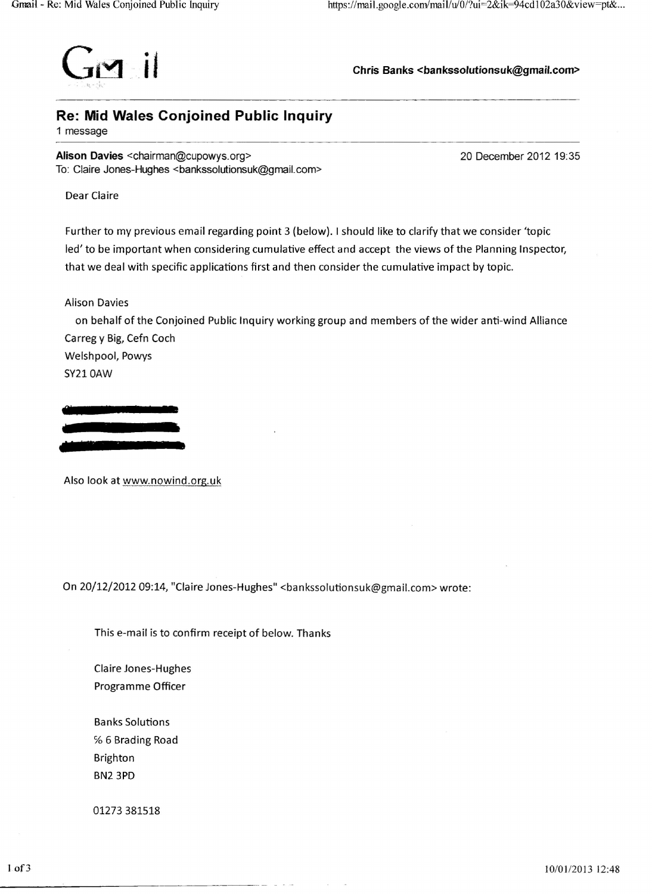Gmail

**Chris Banks <bankssolutionsuk@gmail.com>**

## Re: Mid Wales Conjoined Public Inquiry

1 message

**Alison Davies** <chairman@cupowys.org> — 20 December 2012 19:35
To: Claire Jones-Hughes <bankssolutionsuk@gmail.com>

Dear Claire

Further to my previous email regarding point 3 (below). I should like to clarify that we consider 'topic led' to be important when considering cumulative effect and accept the views of the Planning Inspector, that we deal with specific applications first and then consider the cumulative impact by topic.

Alison Davies
on behalf of the Conjoined Public Inquiry working group and members of the wider anti-wind Alliance
Carreg y Big, Cefn Coch
Welshpool, Powys
SY21 0AW

Also look at www.nowind.org.uk

On 20/12/2012 09:14, "Claire Jones-Hughes" <bankssolutionsuk@gmail.com> wrote:

> This e-mail is to confirm receipt of below. Thanks
>
> Claire Jones-Hughes
> Programme Officer
>
> Banks Solutions
> ℅ 6 Brading Road
> Brighton
> BN2 3PD
>
> 01273 381518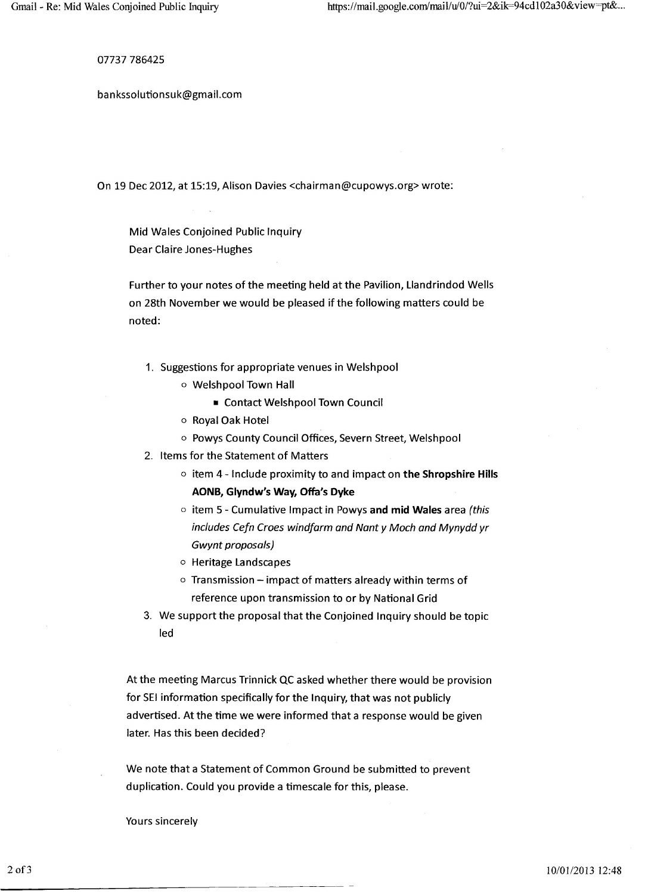07737 786425

bankssolutionsuk@gmail.com

On 19 Dec 2012, at 15:19, Alison Davies <chairman@cupowys.org> wrote:

> Mid Wales Conjoined Public Inquiry
> Dear Claire Jones-Hughes
>
> Further to your notes of the meeting held at the Pavilion, Llandrindod Wells on 28th November we would be pleased if the following matters could be noted:
>
> 1. Suggestions for appropriate venues in Welshpool
>     - Welshpool Town Hall
>         - Contact Welshpool Town Council
>     - Royal Oak Hotel
>     - Powys County Council Offices, Severn Street, Welshpool
> 2. Items for the Statement of Matters
>     - item 4 - Include proximity to and impact on **the Shropshire Hills AONB, Glyndw's Way, Offa's Dyke**
>     - item 5 - Cumulative Impact in Powys **and mid Wales** area *(this includes Cefn Croes windfarm and Nant y Moch and Mynydd yr Gwynt proposals)*
>     - Heritage Landscapes
>     - Transmission – impact of matters already within terms of reference upon transmission to or by National Grid
> 3. We support the proposal that the Conjoined Inquiry should be topic led
>
> At the meeting Marcus Trinnick QC asked whether there would be provision for SEI information specifically for the Inquiry, that was not publicly advertised. At the time we were informed that a response would be given later. Has this been decided?
>
> We note that a Statement of Common Ground be submitted to prevent duplication. Could you provide a timescale for this, please.
>
> Yours sincerely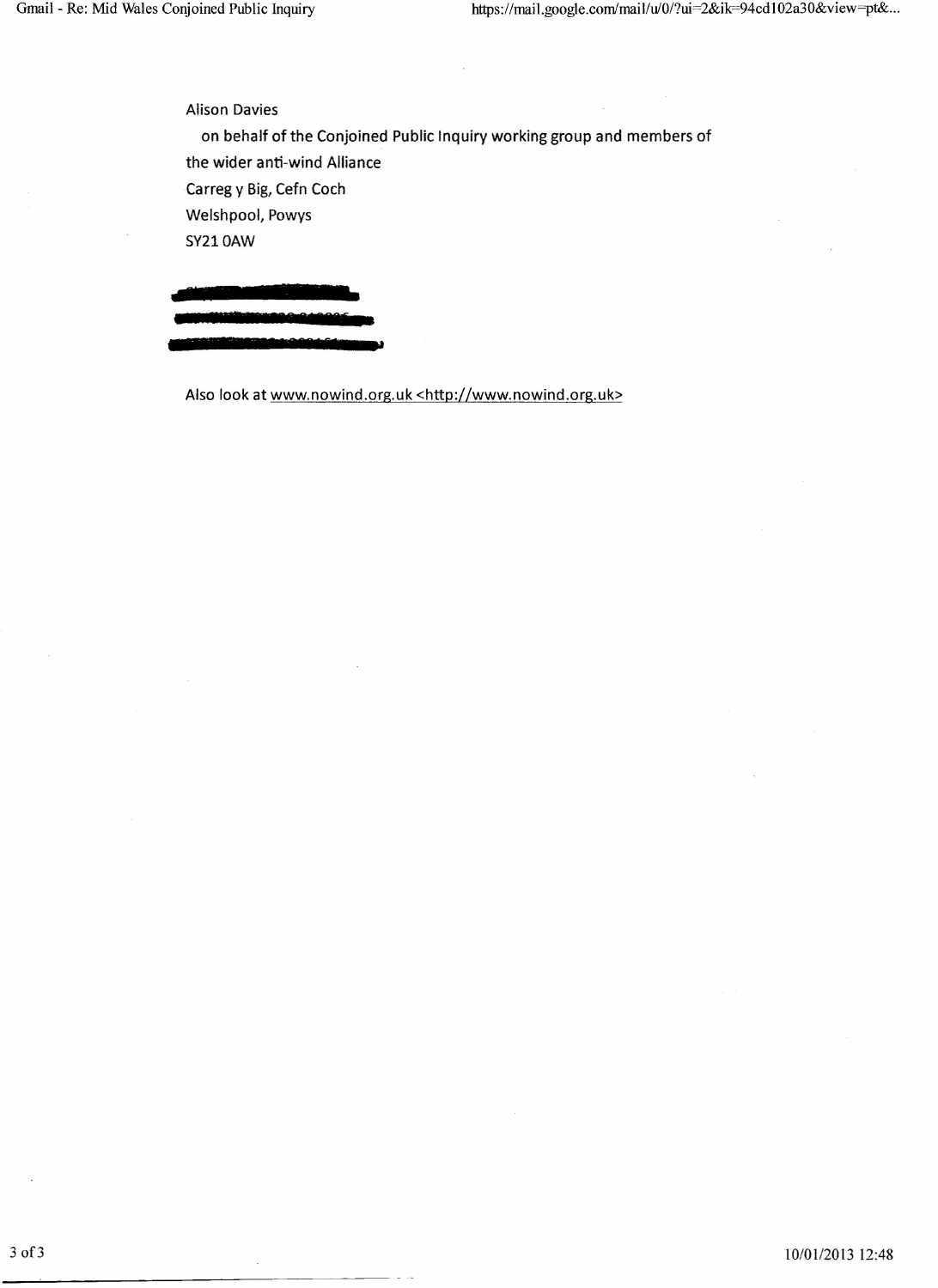Alison Davies

on behalf of the Conjoined Public Inquiry working group and members of the wider anti-wind Alliance

Carreg y Big, Cefn Coch

Welshpool, Powys

SY21 0AW

Also look at www.nowind.org.uk <http://www.nowind.org.uk>